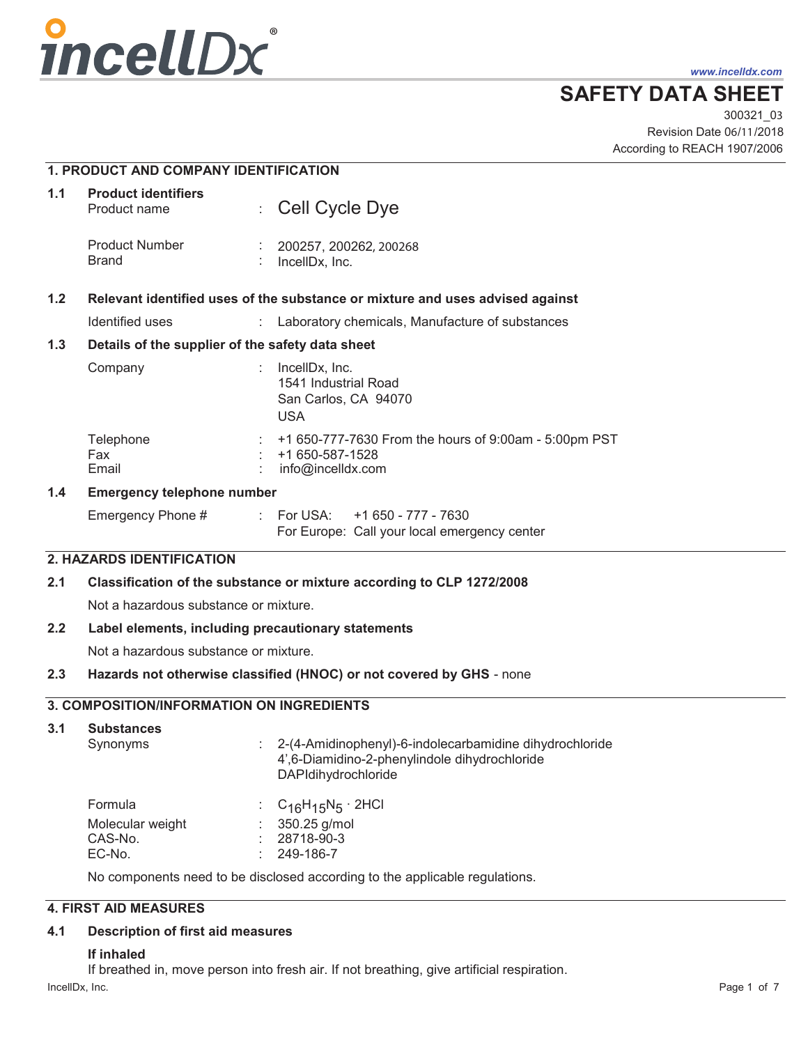incellDx®

www.incelldx.com

# SAFETY DATA SHEET

300321_03
Revision Date 06/11/2018
According to REACH 1907/2006

## 1. PRODUCT AND COMPANY IDENTIFICATION

**1.1 Product identifiers**

Product name : Cell Cycle Dye

Product Number : 200257, 200262, 200268
Brand : IncellDx, Inc.

**1.2 Relevant identified uses of the substance or mixture and uses advised against**

Identified uses : Laboratory chemicals, Manufacture of substances

**1.3 Details of the supplier of the safety data sheet**

Company : IncellDx, Inc.
1541 Industrial Road
San Carlos, CA 94070
USA

Telephone : +1 650-777-7630 From the hours of 9:00am - 5:00pm PST
Fax : +1 650-587-1528
Email : info@incelldx.com

**1.4 Emergency telephone number**

Emergency Phone # : For USA: +1 650 - 777 - 7630
For Europe: Call your local emergency center

## 2. HAZARDS IDENTIFICATION

**2.1 Classification of the substance or mixture according to CLP 1272/2008**

Not a hazardous substance or mixture.

**2.2 Label elements, including precautionary statements**

Not a hazardous substance or mixture.

**2.3 Hazards not otherwise classified (HNOC) or not covered by GHS** - none

## 3. COMPOSITION/INFORMATION ON INGREDIENTS

**3.1 Substances**

Synonyms : 2-(4-Amidinophenyl)-6-indolecarbamidine dihydrochloride
4',6-Diamidino-2-phenylindole dihydrochloride
DAPIdihydrochloride

Formula : $C_{16}H_{15}N_5 \cdot 2HCl$
Molecular weight : 350.25 g/mol
CAS-No. : 28718-90-3
EC-No. : 249-186-7

No components need to be disclosed according to the applicable regulations.

## 4. FIRST AID MEASURES

**4.1 Description of first aid measures**

**If inhaled**

If breathed in, move person into fresh air. If not breathing, give artificial respiration.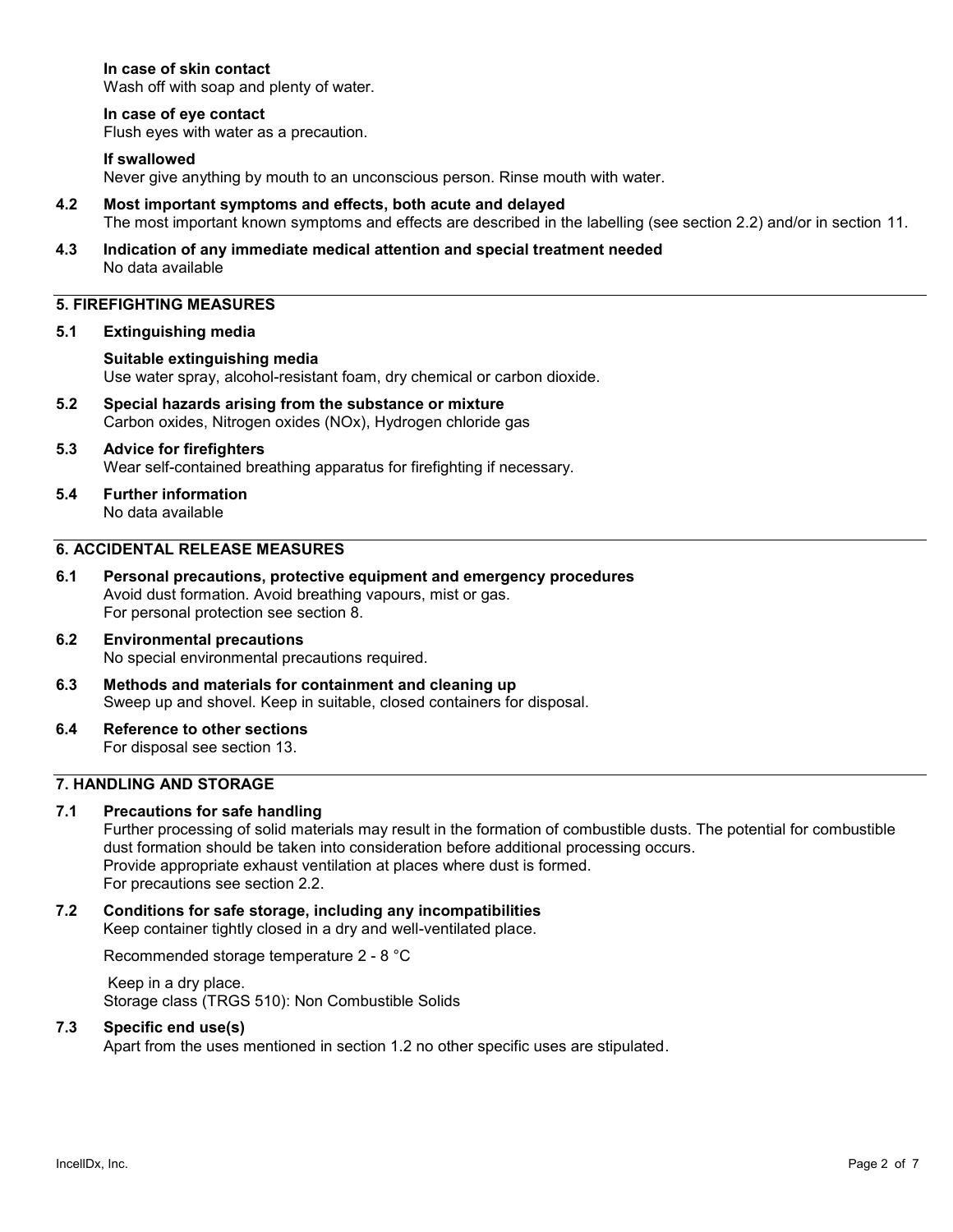**In case of skin contact**
Wash off with soap and plenty of water.

**In case of eye contact**
Flush eyes with water as a precaution.

**If swallowed**
Never give anything by mouth to an unconscious person. Rinse mouth with water.

**4.2 Most important symptoms and effects, both acute and delayed**
The most important known symptoms and effects are described in the labelling (see section 2.2) and/or in section 11.

**4.3 Indication of any immediate medical attention and special treatment needed**
No data available

## 5. FIREFIGHTING MEASURES

**5.1 Extinguishing media**

**Suitable extinguishing media**
Use water spray, alcohol-resistant foam, dry chemical or carbon dioxide.

**5.2 Special hazards arising from the substance or mixture**
Carbon oxides, Nitrogen oxides (NOx), Hydrogen chloride gas

**5.3 Advice for firefighters**
Wear self-contained breathing apparatus for firefighting if necessary.

**5.4 Further information**
No data available

## 6. ACCIDENTAL RELEASE MEASURES

**6.1 Personal precautions, protective equipment and emergency procedures**
Avoid dust formation. Avoid breathing vapours, mist or gas.
For personal protection see section 8.

**6.2 Environmental precautions**
No special environmental precautions required.

**6.3 Methods and materials for containment and cleaning up**
Sweep up and shovel. Keep in suitable, closed containers for disposal.

**6.4 Reference to other sections**
For disposal see section 13.

## 7. HANDLING AND STORAGE

**7.1 Precautions for safe handling**
Further processing of solid materials may result in the formation of combustible dusts. The potential for combustible dust formation should be taken into consideration before additional processing occurs.
Provide appropriate exhaust ventilation at places where dust is formed.
For precautions see section 2.2.

**7.2 Conditions for safe storage, including any incompatibilities**
Keep container tightly closed in a dry and well-ventilated place.

Recommended storage temperature 2 - 8 °C

Keep in a dry place.
Storage class (TRGS 510): Non Combustible Solids

**7.3 Specific end use(s)**
Apart from the uses mentioned in section 1.2 no other specific uses are stipulated.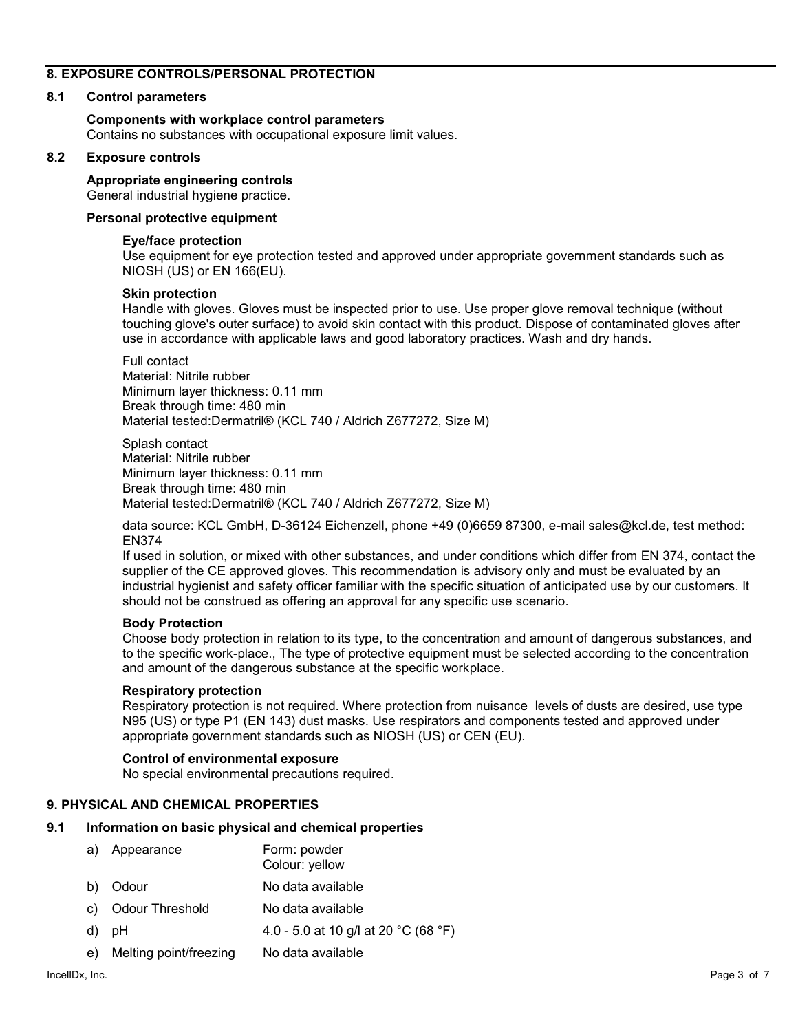## 8. EXPOSURE CONTROLS/PERSONAL PROTECTION

### 8.1 Control parameters

**Components with workplace control parameters**
Contains no substances with occupational exposure limit values.

### 8.2 Exposure controls

**Appropriate engineering controls**
General industrial hygiene practice.

**Personal protective equipment**

**Eye/face protection**
Use equipment for eye protection tested and approved under appropriate government standards such as NIOSH (US) or EN 166(EU).

**Skin protection**
Handle with gloves. Gloves must be inspected prior to use. Use proper glove removal technique (without touching glove's outer surface) to avoid skin contact with this product. Dispose of contaminated gloves after use in accordance with applicable laws and good laboratory practices. Wash and dry hands.

Full contact
Material: Nitrile rubber
Minimum layer thickness: 0.11 mm
Break through time: 480 min
Material tested:Dermatril® (KCL 740 / Aldrich Z677272, Size M)

Splash contact
Material: Nitrile rubber
Minimum layer thickness: 0.11 mm
Break through time: 480 min
Material tested:Dermatril® (KCL 740 / Aldrich Z677272, Size M)

data source: KCL GmbH, D-36124 Eichenzell, phone +49 (0)6659 87300, e-mail sales@kcl.de, test method: EN374
If used in solution, or mixed with other substances, and under conditions which differ from EN 374, contact the supplier of the CE approved gloves. This recommendation is advisory only and must be evaluated by an industrial hygienist and safety officer familiar with the specific situation of anticipated use by our customers. It should not be construed as offering an approval for any specific use scenario.

**Body Protection**
Choose body protection in relation to its type, to the concentration and amount of dangerous substances, and to the specific work-place., The type of protective equipment must be selected according to the concentration and amount of the dangerous substance at the specific workplace.

**Respiratory protection**
Respiratory protection is not required. Where protection from nuisance levels of dusts are desired, use type N95 (US) or type P1 (EN 143) dust masks. Use respirators and components tested and approved under appropriate government standards such as NIOSH (US) or CEN (EU).

**Control of environmental exposure**
No special environmental precautions required.

## 9. PHYSICAL AND CHEMICAL PROPERTIES

### 9.1 Information on basic physical and chemical properties

| | | |
|---|---|---|
| a) | Appearance | Form: powder<br>Colour: yellow |
| b) | Odour | No data available |
| c) | Odour Threshold | No data available |
| d) | pH | 4.0 - 5.0 at 10 g/l at 20 °C (68 °F) |
| e) | Melting point/freezing | No data available |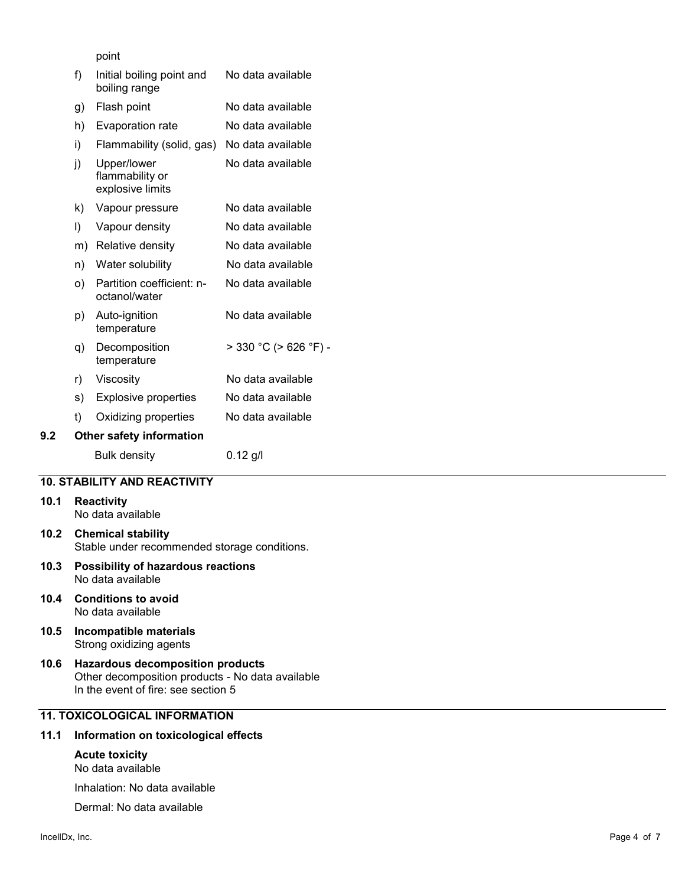point

| | | |
|---|---|---|
| f) | Initial boiling point and boiling range | No data available |
| g) | Flash point | No data available |
| h) | Evaporation rate | No data available |
| i) | Flammability (solid, gas) | No data available |
| j) | Upper/lower flammability or explosive limits | No data available |
| k) | Vapour pressure | No data available |
| l) | Vapour density | No data available |
| m) | Relative density | No data available |
| n) | Water solubility | No data available |
| o) | Partition coefficient: n-octanol/water | No data available |
| p) | Auto-ignition temperature | No data available |
| q) | Decomposition temperature | > 330 °C (> 626 °F) - |
| r) | Viscosity | No data available |
| s) | Explosive properties | No data available |
| t) | Oxidizing properties | No data available |

**9.2 Other safety information**

Bulk density 0.12 g/l

## 10. STABILITY AND REACTIVITY

**10.1 Reactivity**
No data available

**10.2 Chemical stability**
Stable under recommended storage conditions.

**10.3 Possibility of hazardous reactions**
No data available

**10.4 Conditions to avoid**
No data available

**10.5 Incompatible materials**
Strong oxidizing agents

**10.6 Hazardous decomposition products**
Other decomposition products - No data available
In the event of fire: see section 5

## 11. TOXICOLOGICAL INFORMATION

**11.1 Information on toxicological effects**

**Acute toxicity**
No data available

Inhalation: No data available

Dermal: No data available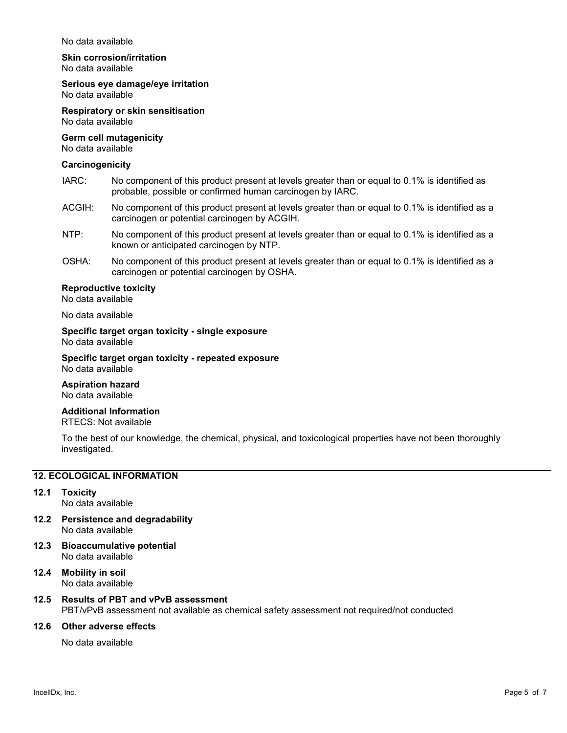No data available

**Skin corrosion/irritation**
No data available

**Serious eye damage/eye irritation**
No data available

**Respiratory or skin sensitisation**
No data available

**Germ cell mutagenicity**
No data available

**Carcinogenicity**

| | |
|---|---|
| IARC: | No component of this product present at levels greater than or equal to 0.1% is identified as probable, possible or confirmed human carcinogen by IARC. |
| ACGIH: | No component of this product present at levels greater than or equal to 0.1% is identified as a carcinogen or potential carcinogen by ACGIH. |
| NTP: | No component of this product present at levels greater than or equal to 0.1% is identified as a known or anticipated carcinogen by NTP. |
| OSHA: | No component of this product present at levels greater than or equal to 0.1% is identified as a carcinogen or potential carcinogen by OSHA. |

**Reproductive toxicity**
No data available

No data available

**Specific target organ toxicity - single exposure**
No data available

**Specific target organ toxicity - repeated exposure**
No data available

**Aspiration hazard**
No data available

**Additional Information**
RTECS: Not available

To the best of our knowledge, the chemical, physical, and toxicological properties have not been thoroughly investigated.

## 12. ECOLOGICAL INFORMATION

**12.1 Toxicity**
No data available

**12.2 Persistence and degradability**
No data available

**12.3 Bioaccumulative potential**
No data available

**12.4 Mobility in soil**
No data available

**12.5 Results of PBT and vPvB assessment**
PBT/vPvB assessment not available as chemical safety assessment not required/not conducted

**12.6 Other adverse effects**

No data available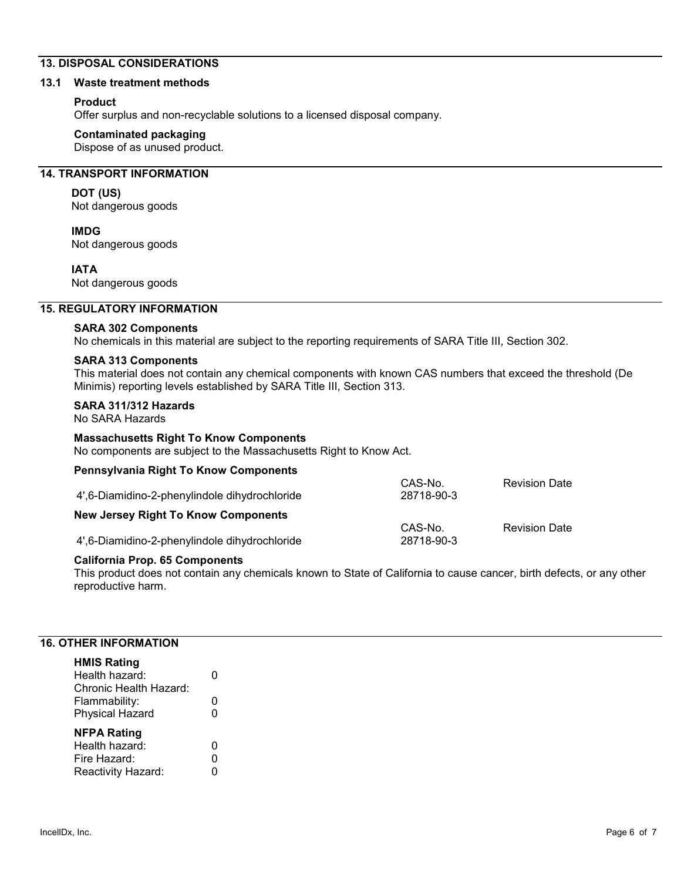## 13. DISPOSAL CONSIDERATIONS

### 13.1 Waste treatment methods

**Product**
Offer surplus and non-recyclable solutions to a licensed disposal company.

**Contaminated packaging**
Dispose of as unused product.

## 14. TRANSPORT INFORMATION

**DOT (US)**
Not dangerous goods

**IMDG**
Not dangerous goods

**IATA**
Not dangerous goods

## 15. REGULATORY INFORMATION

**SARA 302 Components**
No chemicals in this material are subject to the reporting requirements of SARA Title III, Section 302.

**SARA 313 Components**
This material does not contain any chemical components with known CAS numbers that exceed the threshold (De Minimis) reporting levels established by SARA Title III, Section 313.

**SARA 311/312 Hazards**
No SARA Hazards

**Massachusetts Right To Know Components**
No components are subject to the Massachusetts Right to Know Act.

**Pennsylvania Right To Know Components**

| | CAS-No. | Revision Date |
|---|---|---|
| 4',6-Diamidino-2-phenylindole dihydrochloride | 28718-90-3 | |

**New Jersey Right To Know Components**

| | CAS-No. | Revision Date |
|---|---|---|
| 4',6-Diamidino-2-phenylindole dihydrochloride | 28718-90-3 | |

**California Prop. 65 Components**
This product does not contain any chemicals known to State of California to cause cancer, birth defects, or any other reproductive harm.

## 16. OTHER INFORMATION

**HMIS Rating**

| | |
|---|---|
| Health hazard: | 0 |
| Chronic Health Hazard: | |
| Flammability: | 0 |
| Physical Hazard | 0 |

**NFPA Rating**

| | |
|---|---|
| Health hazard: | 0 |
| Fire Hazard: | 0 |
| Reactivity Hazard: | 0 |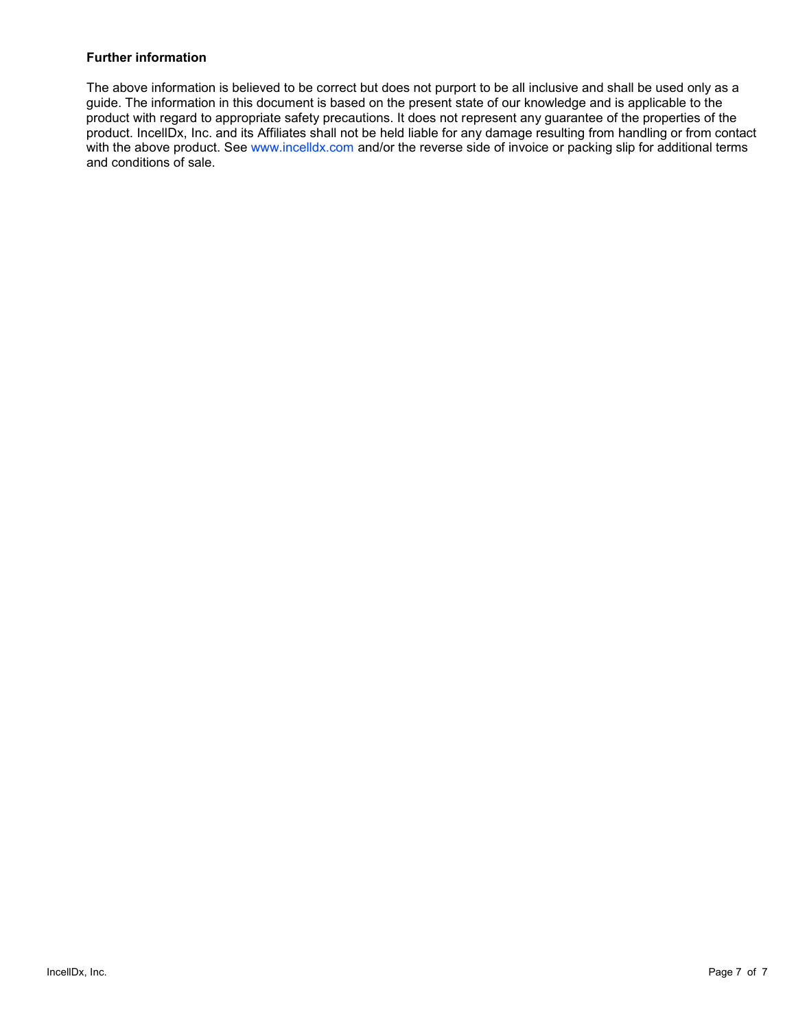**Further information**

The above information is believed to be correct but does not purport to be all inclusive and shall be used only as a guide. The information in this document is based on the present state of our knowledge and is applicable to the product with regard to appropriate safety precautions. It does not represent any guarantee of the properties of the product. IncellDx, Inc. and its Affiliates shall not be held liable for any damage resulting from handling or from contact with the above product. See www.incelldx.com and/or the reverse side of invoice or packing slip for additional terms and conditions of sale.